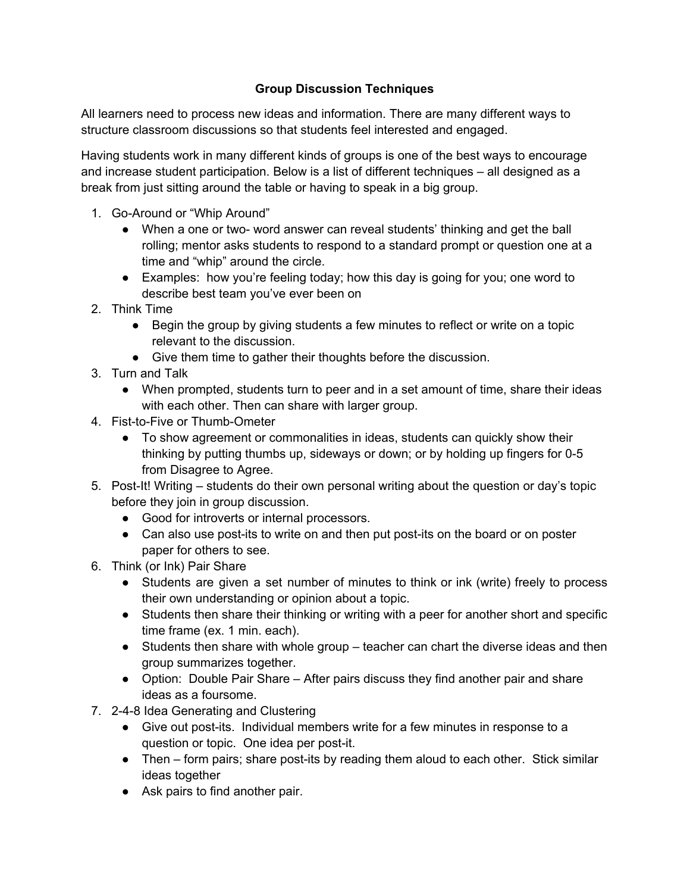# Group Discussion Techniques

All learners need to process new ideas and information. There are many different ways to structure classroom discussions so that students feel interested and engaged.

Having students work in many different kinds of groups is one of the best ways to encourage and increase student participation. Below is a list of different techniques – all designed as a break from just sitting around the table or having to speak in a big group.

1. Go-Around or "Whip Around"
   - When a one or two- word answer can reveal students' thinking and get the ball rolling; mentor asks students to respond to a standard prompt or question one at a time and "whip" around the circle.
   - Examples: how you're feeling today; how this day is going for you; one word to describe best team you've ever been on
2. Think Time
   - Begin the group by giving students a few minutes to reflect or write on a topic relevant to the discussion.
   - Give them time to gather their thoughts before the discussion.
3. Turn and Talk
   - When prompted, students turn to peer and in a set amount of time, share their ideas with each other. Then can share with larger group.
4. Fist-to-Five or Thumb-Ometer
   - To show agreement or commonalities in ideas, students can quickly show their thinking by putting thumbs up, sideways or down; or by holding up fingers for 0-5 from Disagree to Agree.
5. Post-It! Writing – students do their own personal writing about the question or day's topic before they join in group discussion.
   - Good for introverts or internal processors.
   - Can also use post-its to write on and then put post-its on the board or on poster paper for others to see.
6. Think (or Ink) Pair Share
   - Students are given a set number of minutes to think or ink (write) freely to process their own understanding or opinion about a topic.
   - Students then share their thinking or writing with a peer for another short and specific time frame (ex. 1 min. each).
   - Students then share with whole group – teacher can chart the diverse ideas and then group summarizes together.
   - Option: Double Pair Share – After pairs discuss they find another pair and share ideas as a foursome.
7. 2-4-8 Idea Generating and Clustering
   - Give out post-its. Individual members write for a few minutes in response to a question or topic. One idea per post-it.
   - Then – form pairs; share post-its by reading them aloud to each other. Stick similar ideas together
   - Ask pairs to find another pair.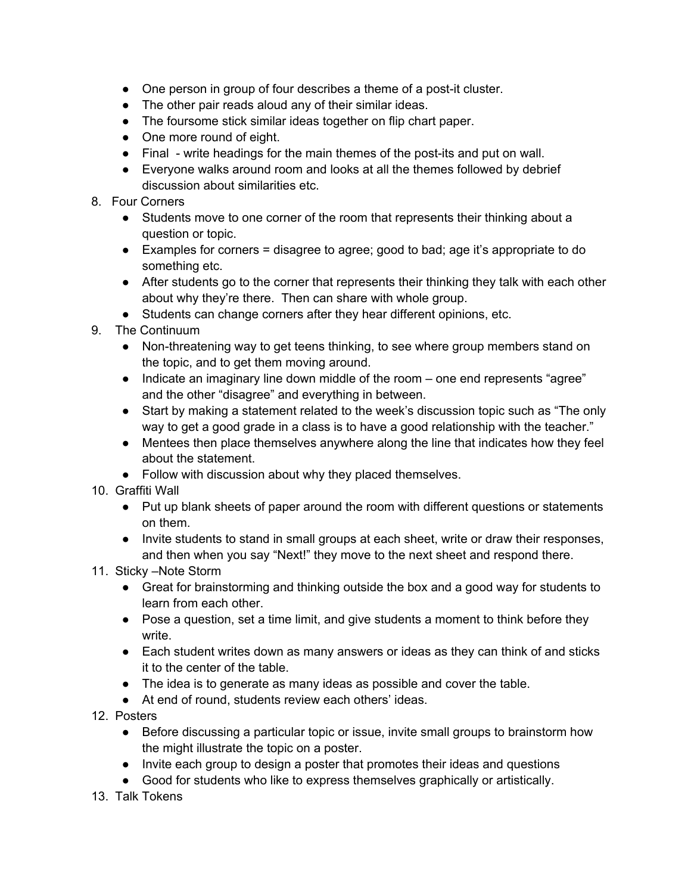- One person in group of four describes a theme of a post-it cluster.
- The other pair reads aloud any of their similar ideas.
- The foursome stick similar ideas together on flip chart paper.
- One more round of eight.
- Final - write headings for the main themes of the post-its and put on wall.
- Everyone walks around room and looks at all the themes followed by debrief discussion about similarities etc.

8. Four Corners
   - Students move to one corner of the room that represents their thinking about a question or topic.
   - Examples for corners = disagree to agree; good to bad; age it's appropriate to do something etc.
   - After students go to the corner that represents their thinking they talk with each other about why they're there. Then can share with whole group.
   - Students can change corners after they hear different opinions, etc.
9. The Continuum
   - Non-threatening way to get teens thinking, to see where group members stand on the topic, and to get them moving around.
   - Indicate an imaginary line down middle of the room – one end represents "agree" and the other "disagree" and everything in between.
   - Start by making a statement related to the week's discussion topic such as "The only way to get a good grade in a class is to have a good relationship with the teacher."
   - Mentees then place themselves anywhere along the line that indicates how they feel about the statement.
   - Follow with discussion about why they placed themselves.
10. Graffiti Wall
    - Put up blank sheets of paper around the room with different questions or statements on them.
    - Invite students to stand in small groups at each sheet, write or draw their responses, and then when you say "Next!" they move to the next sheet and respond there.
11. Sticky –Note Storm
    - Great for brainstorming and thinking outside the box and a good way for students to learn from each other.
    - Pose a question, set a time limit, and give students a moment to think before they write.
    - Each student writes down as many answers or ideas as they can think of and sticks it to the center of the table.
    - The idea is to generate as many ideas as possible and cover the table.
    - At end of round, students review each others' ideas.
12. Posters
    - Before discussing a particular topic or issue, invite small groups to brainstorm how the might illustrate the topic on a poster.
    - Invite each group to design a poster that promotes their ideas and questions
    - Good for students who like to express themselves graphically or artistically.
13. Talk Tokens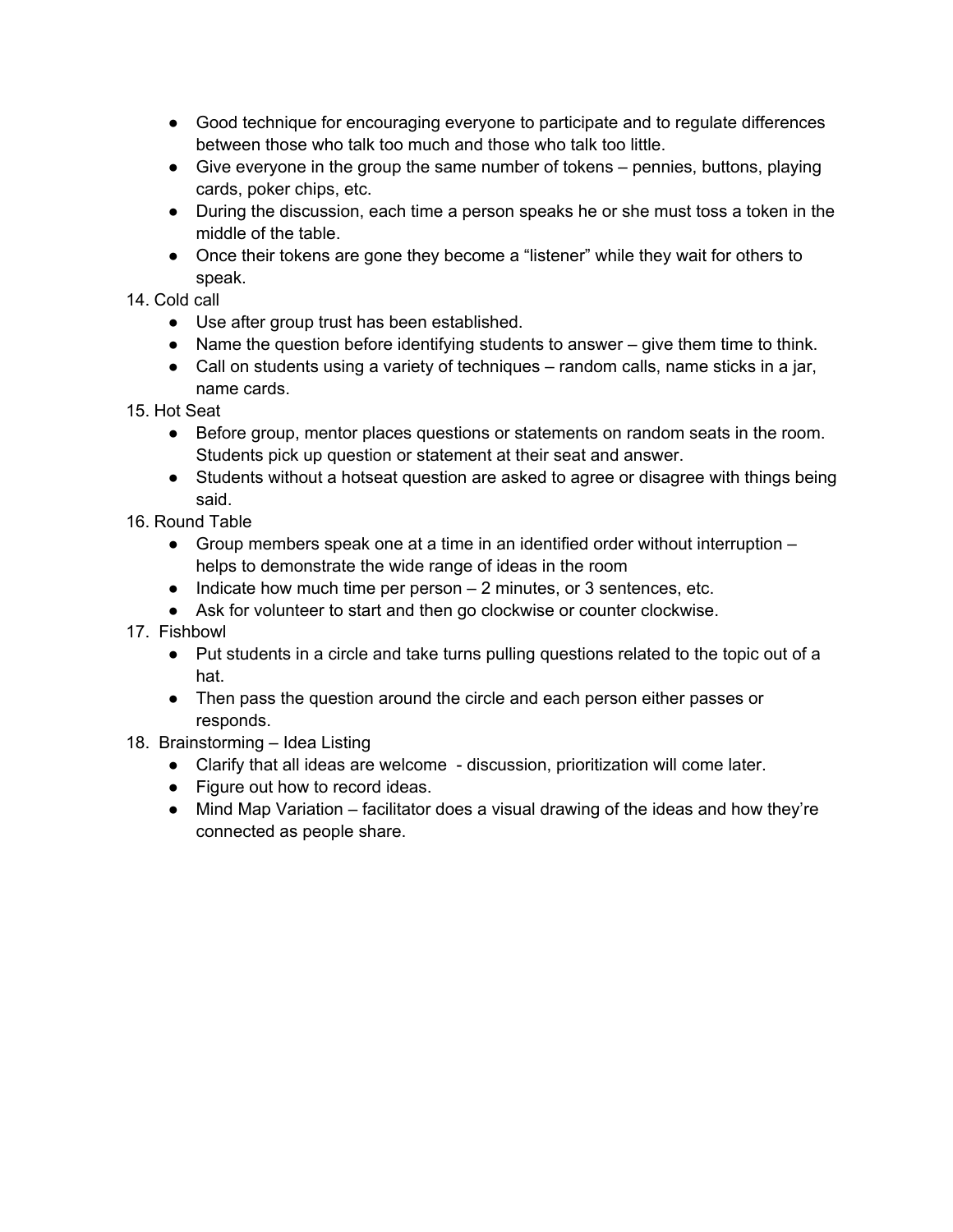- Good technique for encouraging everyone to participate and to regulate differences between those who talk too much and those who talk too little.
- Give everyone in the group the same number of tokens – pennies, buttons, playing cards, poker chips, etc.
- During the discussion, each time a person speaks he or she must toss a token in the middle of the table.
- Once their tokens are gone they become a "listener" while they wait for others to speak.

14. Cold call
    - Use after group trust has been established.
    - Name the question before identifying students to answer – give them time to think.
    - Call on students using a variety of techniques – random calls, name sticks in a jar, name cards.
15. Hot Seat
    - Before group, mentor places questions or statements on random seats in the room. Students pick up question or statement at their seat and answer.
    - Students without a hotseat question are asked to agree or disagree with things being said.
16. Round Table
    - Group members speak one at a time in an identified order without interruption – helps to demonstrate the wide range of ideas in the room
    - Indicate how much time per person – 2 minutes, or 3 sentences, etc.
    - Ask for volunteer to start and then go clockwise or counter clockwise.
17. Fishbowl
    - Put students in a circle and take turns pulling questions related to the topic out of a hat.
    - Then pass the question around the circle and each person either passes or responds.
18. Brainstorming – Idea Listing
    - Clarify that all ideas are welcome - discussion, prioritization will come later.
    - Figure out how to record ideas.
    - Mind Map Variation – facilitator does a visual drawing of the ideas and how they're connected as people share.